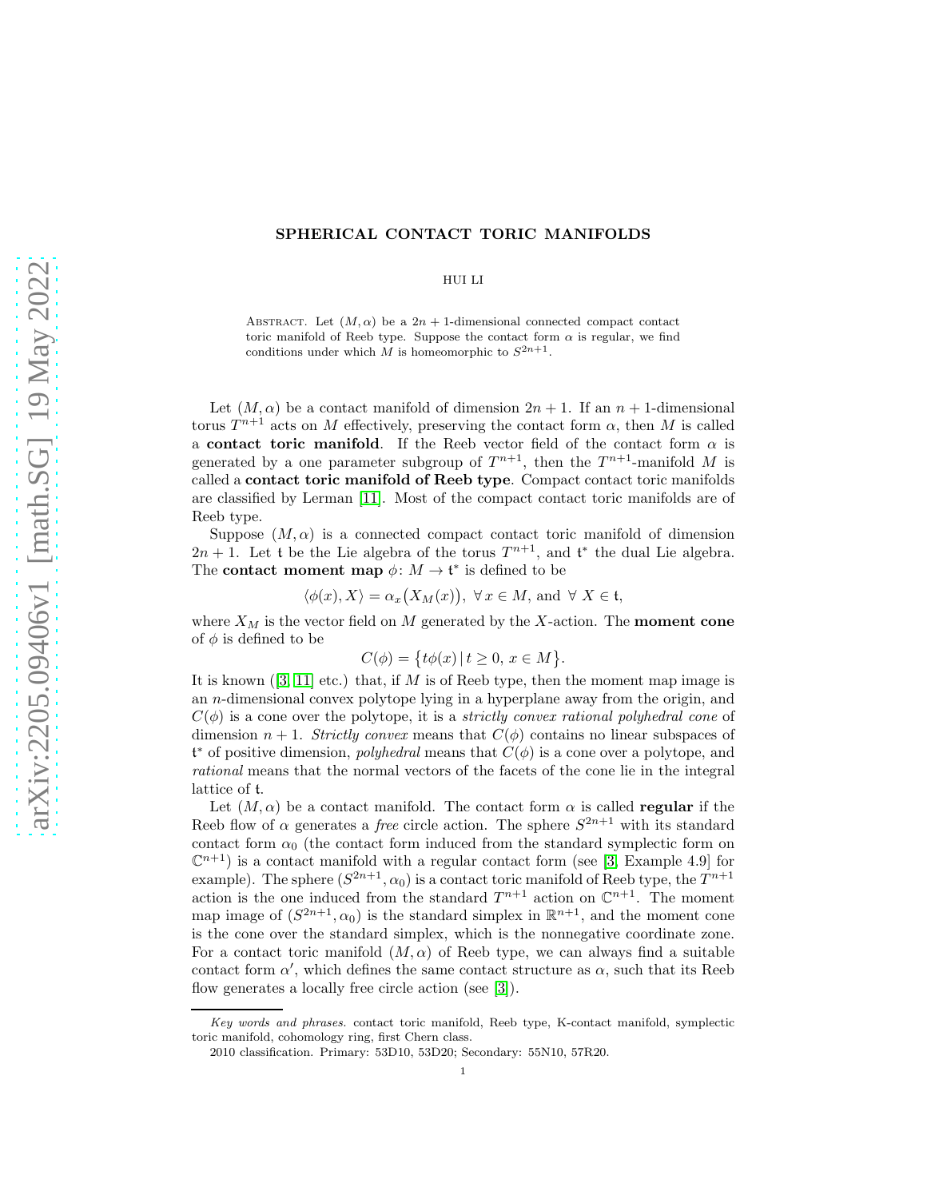# SPHERICAL CONTACT TORIC MANIFOLDS

HUI LI

ABSTRACT. Let $(M, \alpha)$ be a $2n+1$-dimensional connected compact contact toric manifold of Reeb type. Suppose the contact form $\alpha$ is regular, we find conditions under which $M$ is homeomorphic to $S^{2n+1}$.

Let $(M, \alpha)$ be a contact manifold of dimension $2n+1$. If an $n+1$-dimensional torus $T^{n+1}$ acts on $M$ effectively, preserving the contact form $\alpha$, then $M$ is called a **contact toric manifold**. If the Reeb vector field of the contact form $\alpha$ is generated by a one parameter subgroup of $T^{n+1}$, then the $T^{n+1}$-manifold $M$ is called a **contact toric manifold of Reeb type**. Compact contact toric manifolds are classified by Lerman [11]. Most of the compact contact toric manifolds are of Reeb type.

Suppose $(M, \alpha)$ is a connected compact contact toric manifold of dimension $2n+1$. Let $\mathfrak{t}$ be the Lie algebra of the torus $T^{n+1}$, and $\mathfrak{t}^*$ the dual Lie algebra. The **contact moment map** $\phi\colon M \to \mathfrak{t}^*$ is defined to be

$$\langle \phi(x), X \rangle = \alpha_x\big(X_M(x)\big),\ \forall\, x \in M, \text{ and } \forall\, X \in \mathfrak{t},$$

where $X_M$ is the vector field on $M$ generated by the $X$-action. The **moment cone** of $\phi$ is defined to be

$$C(\phi) = \big\{t\phi(x) \,|\, t \geq 0,\, x \in M\big\}.$$

It is known ([3, 11] etc.) that, if $M$ is of Reeb type, then the moment map image is an $n$-dimensional convex polytope lying in a hyperplane away from the origin, and $C(\phi)$ is a cone over the polytope, it is a *strictly convex rational polyhedral cone* of dimension $n+1$. *Strictly convex* means that $C(\phi)$ contains no linear subspaces of $\mathfrak{t}^*$ of positive dimension, *polyhedral* means that $C(\phi)$ is a cone over a polytope, and *rational* means that the normal vectors of the facets of the cone lie in the integral lattice of $\mathfrak{t}$.

Let $(M, \alpha)$ be a contact manifold. The contact form $\alpha$ is called **regular** if the Reeb flow of $\alpha$ generates a *free* circle action. The sphere $S^{2n+1}$ with its standard contact form $\alpha_0$ (the contact form induced from the standard symplectic form on $\mathbb{C}^{n+1}$) is a contact manifold with a regular contact form (see [3, Example 4.9] for example). The sphere $(S^{2n+1}, \alpha_0)$ is a contact toric manifold of Reeb type, the $T^{n+1}$ action is the one induced from the standard $T^{n+1}$ action on $\mathbb{C}^{n+1}$. The moment map image of $(S^{2n+1}, \alpha_0)$ is the standard simplex in $\mathbb{R}^{n+1}$, and the moment cone is the cone over the standard simplex, which is the nonnegative coordinate zone. For a contact toric manifold $(M, \alpha)$ of Reeb type, we can always find a suitable contact form $\alpha'$, which defines the same contact structure as $\alpha$, such that its Reeb flow generates a locally free circle action (see [3]).

*Key words and phrases.* contact toric manifold, Reeb type, K-contact manifold, symplectic toric manifold, cohomology ring, first Chern class.

2010 classification. Primary: 53D10, 53D20; Secondary: 55N10, 57R20.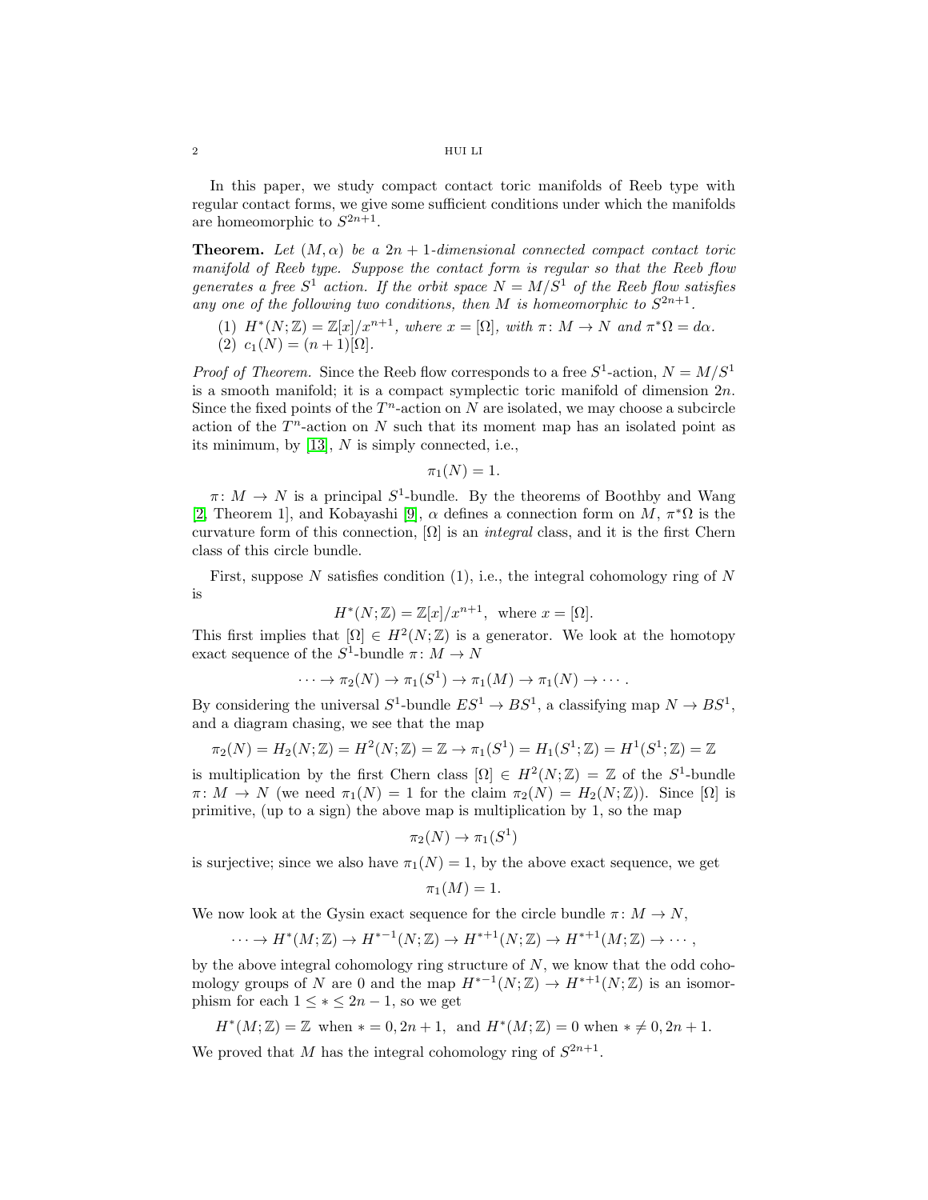In this paper, we study compact contact toric manifolds of Reeb type with regular contact forms, we give some sufficient conditions under which the manifolds are homeomorphic to $S^{2n+1}$.

**Theorem.** *Let $(M, \alpha)$ be a $2n+1$-dimensional connected compact contact toric manifold of Reeb type. Suppose the contact form is regular so that the Reeb flow generates a free $S^1$ action. If the orbit space $N = M/S^1$ of the Reeb flow satisfies any one of the following two conditions, then $M$ is homeomorphic to $S^{2n+1}$.*

1. *$H^*(N;\mathbb{Z}) = \mathbb{Z}[x]/x^{n+1}$, where $x = [\Omega]$, with $\pi\colon M \to N$ and $\pi^*\Omega = d\alpha$.*
2. *$c_1(N) = (n+1)[\Omega]$.*

*Proof of Theorem.* Since the Reeb flow corresponds to a free $S^1$-action, $N = M/S^1$ is a smooth manifold; it is a compact symplectic toric manifold of dimension $2n$. Since the fixed points of the $T^n$-action on $N$ are isolated, we may choose a subcircle action of the $T^n$-action on $N$ such that its moment map has an isolated point as its minimum, by [13], $N$ is simply connected, i.e.,

$$\pi_1(N) = 1.$$

$\pi\colon M \to N$ is a principal $S^1$-bundle. By the theorems of Boothby and Wang [2, Theorem 1], and Kobayashi [9], $\alpha$ defines a connection form on $M$, $\pi^*\Omega$ is the curvature form of this connection, $[\Omega]$ is an *integral* class, and it is the first Chern class of this circle bundle.

First, suppose $N$ satisfies condition (1), i.e., the integral cohomology ring of $N$ is

$$H^*(N;\mathbb{Z}) = \mathbb{Z}[x]/x^{n+1}, \text{ where } x = [\Omega].$$

This first implies that $[\Omega] \in H^2(N;\mathbb{Z})$ is a generator. We look at the homotopy exact sequence of the $S^1$-bundle $\pi\colon M \to N$

$$\cdots \to \pi_2(N) \to \pi_1(S^1) \to \pi_1(M) \to \pi_1(N) \to \cdots.$$

By considering the universal $S^1$-bundle $ES^1 \to BS^1$, a classifying map $N \to BS^1$, and a diagram chasing, we see that the map

$$\pi_2(N) = H_2(N;\mathbb{Z}) = H^2(N;\mathbb{Z}) = \mathbb{Z} \to \pi_1(S^1) = H_1(S^1;\mathbb{Z}) = H^1(S^1;\mathbb{Z}) = \mathbb{Z}$$

is multiplication by the first Chern class $[\Omega] \in H^2(N;\mathbb{Z}) = \mathbb{Z}$ of the $S^1$-bundle $\pi\colon M \to N$ (we need $\pi_1(N) = 1$ for the claim $\pi_2(N) = H_2(N;\mathbb{Z})$). Since $[\Omega]$ is primitive, (up to a sign) the above map is multiplication by 1, so the map

$$\pi_2(N) \to \pi_1(S^1)$$

is surjective; since we also have $\pi_1(N) = 1$, by the above exact sequence, we get

$$\pi_1(M) = 1.$$

We now look at the Gysin exact sequence for the circle bundle $\pi\colon M \to N$,

$$\cdots \to H^*(M;\mathbb{Z}) \to H^{*-1}(N;\mathbb{Z}) \to H^{*+1}(N;\mathbb{Z}) \to H^{*+1}(M;\mathbb{Z}) \to \cdots,$$

by the above integral cohomology ring structure of $N$, we know that the odd cohomology groups of $N$ are 0 and the map $H^{*-1}(N;\mathbb{Z}) \to H^{*+1}(N;\mathbb{Z})$ is an isomorphism for each $1 \leq * \leq 2n-1$, so we get

$$H^*(M;\mathbb{Z}) = \mathbb{Z} \text{ when } * = 0, 2n+1, \text{ and } H^*(M;\mathbb{Z}) = 0 \text{ when } * \neq 0, 2n+1.$$

We proved that $M$ has the integral cohomology ring of $S^{2n+1}$.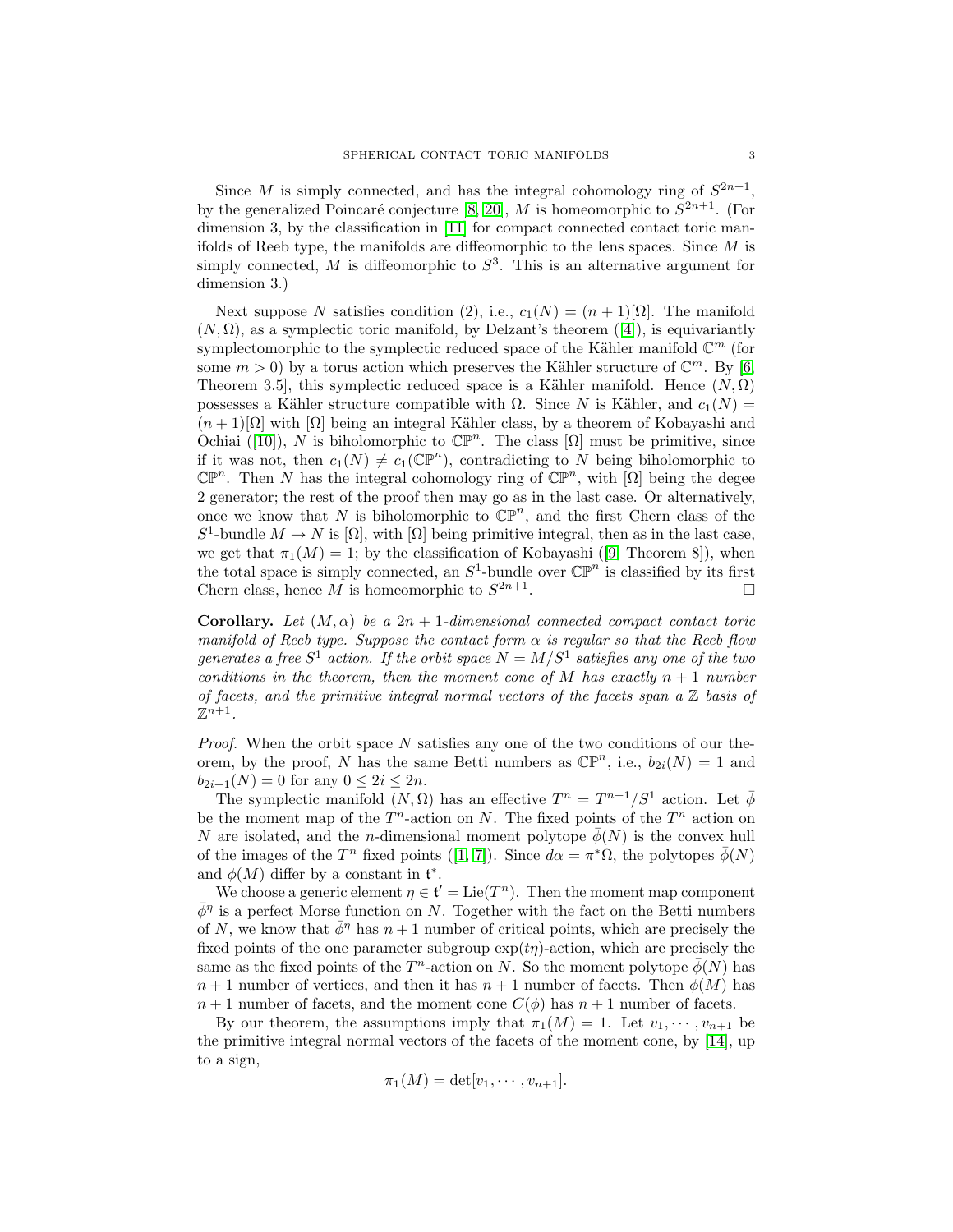Since $M$ is simply connected, and has the integral cohomology ring of $S^{2n+1}$, by the generalized Poincaré conjecture [8, 20], $M$ is homeomorphic to $S^{2n+1}$. (For dimension 3, by the classification in [11] for compact connected contact toric manifolds of Reeb type, the manifolds are diffeomorphic to the lens spaces. Since $M$ is simply connected, $M$ is diffeomorphic to $S^3$. This is an alternative argument for dimension 3.)

Next suppose $N$ satisfies condition (2), i.e., $c_1(N) = (n+1)[\Omega]$. The manifold $(N, \Omega)$, as a symplectic toric manifold, by Delzant's theorem ([4]), is equivariantly symplectomorphic to the symplectic reduced space of the Kähler manifold $\mathbb{C}^m$ (for some $m > 0$) by a torus action which preserves the Kähler structure of $\mathbb{C}^m$. By [6, Theorem 3.5], this symplectic reduced space is a Kähler manifold. Hence $(N, \Omega)$ possesses a Kähler structure compatible with $\Omega$. Since $N$ is Kähler, and $c_1(N) = (n+1)[\Omega]$ with $[\Omega]$ being an integral Kähler class, by a theorem of Kobayashi and Ochiai ([10]), $N$ is biholomorphic to $\mathbb{CP}^n$. The class $[\Omega]$ must be primitive, since if it was not, then $c_1(N) \neq c_1(\mathbb{CP}^n)$, contradicting to $N$ being biholomorphic to $\mathbb{CP}^n$. Then $N$ has the integral cohomology ring of $\mathbb{CP}^n$, with $[\Omega]$ being the degee 2 generator; the rest of the proof then may go as in the last case. Or alternatively, once we know that $N$ is biholomorphic to $\mathbb{CP}^n$, and the first Chern class of the $S^1$-bundle $M \to N$ is $[\Omega]$, with $[\Omega]$ being primitive integral, then as in the last case, we get that $\pi_1(M) = 1$; by the classification of Kobayashi ([9, Theorem 8]), when the total space is simply connected, an $S^1$-bundle over $\mathbb{CP}^n$ is classified by its first Chern class, hence $M$ is homeomorphic to $S^{2n+1}$. $\square$

**Corollary.** *Let $(M, \alpha)$ be a $2n+1$-dimensional connected compact contact toric manifold of Reeb type. Suppose the contact form $\alpha$ is regular so that the Reeb flow generates a free $S^1$ action. If the orbit space $N = M/S^1$ satisfies any one of the two conditions in the theorem, then the moment cone of $M$ has exactly $n+1$ number of facets, and the primitive integral normal vectors of the facets span a $\mathbb{Z}$ basis of $\mathbb{Z}^{n+1}$.*

*Proof.* When the orbit space $N$ satisfies any one of the two conditions of our theorem, by the proof, $N$ has the same Betti numbers as $\mathbb{CP}^n$, i.e., $b_{2i}(N) = 1$ and $b_{2i+1}(N) = 0$ for any $0 \leq 2i \leq 2n$.

The symplectic manifold $(N, \Omega)$ has an effective $T^n = T^{n+1}/S^1$ action. Let $\bar{\phi}$ be the moment map of the $T^n$-action on $N$. The fixed points of the $T^n$ action on $N$ are isolated, and the $n$-dimensional moment polytope $\bar{\phi}(N)$ is the convex hull of the images of the $T^n$ fixed points ([1, 7]). Since $d\alpha = \pi^*\Omega$, the polytopes $\bar{\phi}(N)$ and $\phi(M)$ differ by a constant in $\mathfrak{t}^*$.

We choose a generic element $\eta \in \mathfrak{t}' = \mathrm{Lie}(T^n)$. Then the moment map component $\bar{\phi}^\eta$ is a perfect Morse function on $N$. Together with the fact on the Betti numbers of $N$, we know that $\bar{\phi}^\eta$ has $n+1$ number of critical points, which are precisely the fixed points of the one parameter subgroup $\exp(t\eta)$-action, which are precisely the same as the fixed points of the $T^n$-action on $N$. So the moment polytope $\bar{\phi}(N)$ has $n+1$ number of vertices, and then it has $n+1$ number of facets. Then $\phi(M)$ has $n+1$ number of facets, and the moment cone $C(\phi)$ has $n+1$ number of facets.

By our theorem, the assumptions imply that $\pi_1(M) = 1$. Let $v_1, \cdots, v_{n+1}$ be the primitive integral normal vectors of the facets of the moment cone, by [14], up to a sign,

$$\pi_1(M) = \det[v_1, \cdots, v_{n+1}].$$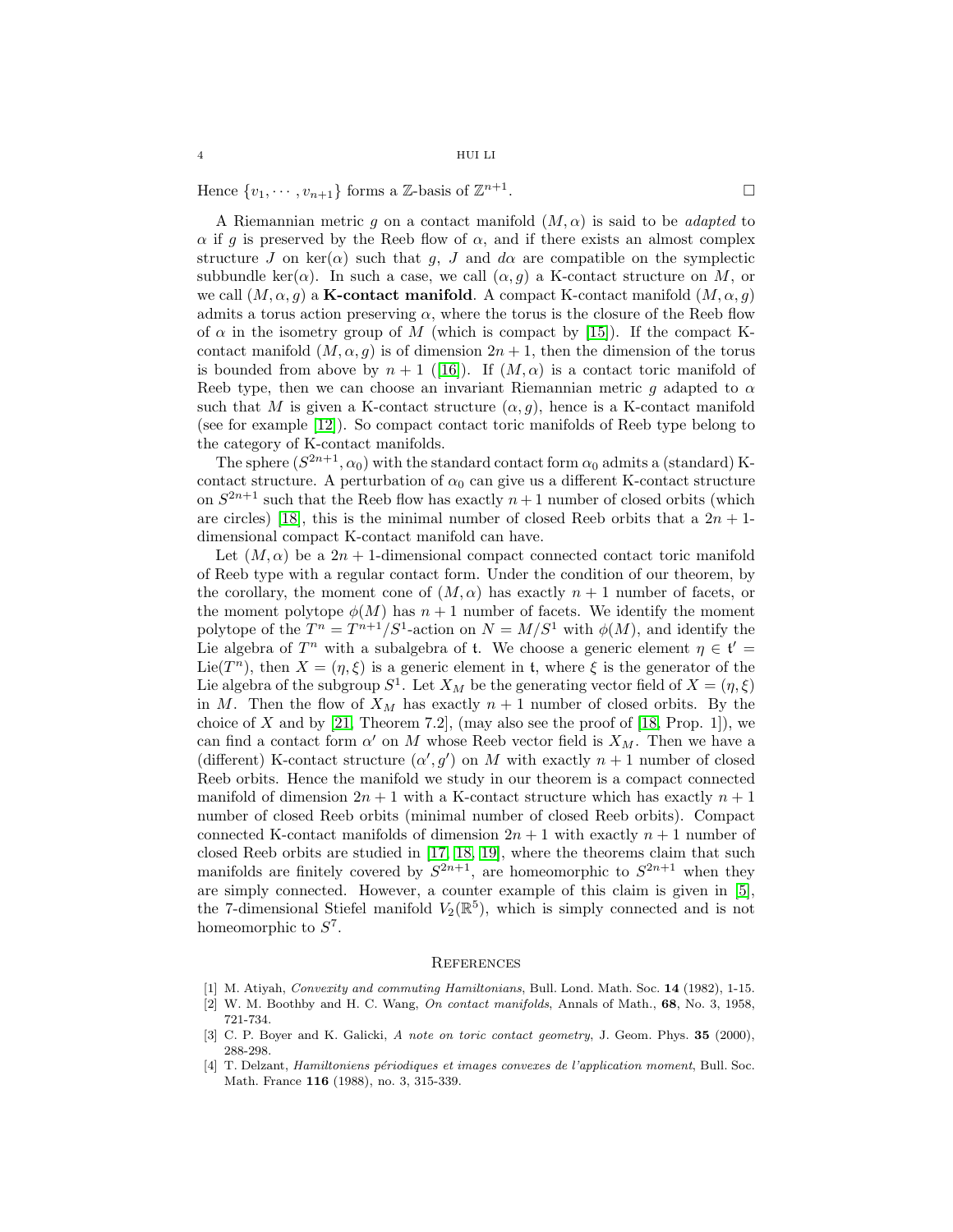Hence $\{v_1, \cdots, v_{n+1}\}$ forms a $\mathbb{Z}$-basis of $\mathbb{Z}^{n+1}$. $\square$

A Riemannian metric $g$ on a contact manifold $(M, \alpha)$ is said to be *adapted* to $\alpha$ if $g$ is preserved by the Reeb flow of $\alpha$, and if there exists an almost complex structure $J$ on $\ker(\alpha)$ such that $g$, $J$ and $d\alpha$ are compatible on the symplectic subbundle $\ker(\alpha)$. In such a case, we call $(\alpha, g)$ a K-contact structure on $M$, or we call $(M, \alpha, g)$ a **K-contact manifold**. A compact K-contact manifold $(M, \alpha, g)$ admits a torus action preserving $\alpha$, where the torus is the closure of the Reeb flow of $\alpha$ in the isometry group of $M$ (which is compact by [15]). If the compact K-contact manifold $(M, \alpha, g)$ is of dimension $2n+1$, then the dimension of the torus is bounded from above by $n+1$ ([16]). If $(M, \alpha)$ is a contact toric manifold of Reeb type, then we can choose an invariant Riemannian metric $g$ adapted to $\alpha$ such that $M$ is given a K-contact structure $(\alpha, g)$, hence is a K-contact manifold (see for example [12]). So compact contact toric manifolds of Reeb type belong to the category of K-contact manifolds.

The sphere $(S^{2n+1}, \alpha_0)$ with the standard contact form $\alpha_0$ admits a (standard) K-contact structure. A perturbation of $\alpha_0$ can give us a different K-contact structure on $S^{2n+1}$ such that the Reeb flow has exactly $n+1$ number of closed orbits (which are circles) [18], this is the minimal number of closed Reeb orbits that a $2n+1$-dimensional compact K-contact manifold can have.

Let $(M, \alpha)$ be a $2n+1$-dimensional compact connected contact toric manifold of Reeb type with a regular contact form. Under the condition of our theorem, by the corollary, the moment cone of $(M, \alpha)$ has exactly $n+1$ number of facets, or the moment polytope $\phi(M)$ has $n+1$ number of facets. We identify the moment polytope of the $T^n = T^{n+1}/S^1$-action on $N = M/S^1$ with $\phi(M)$, and identify the Lie algebra of $T^n$ with a subalgebra of $\mathfrak{t}$. We choose a generic element $\eta \in \mathfrak{t}' = \mathrm{Lie}(T^n)$, then $X = (\eta, \xi)$ is a generic element in $\mathfrak{t}$, where $\xi$ is the generator of the Lie algebra of the subgroup $S^1$. Let $X_M$ be the generating vector field of $X = (\eta, \xi)$ in $M$. Then the flow of $X_M$ has exactly $n+1$ number of closed orbits. By the choice of $X$ and by [21, Theorem 7.2], (may also see the proof of [18, Prop. 1]), we can find a contact form $\alpha'$ on $M$ whose Reeb vector field is $X_M$. Then we have a (different) K-contact structure $(\alpha', g')$ on $M$ with exactly $n+1$ number of closed Reeb orbits. Hence the manifold we study in our theorem is a compact connected manifold of dimension $2n+1$ with a K-contact structure which has exactly $n+1$ number of closed Reeb orbits (minimal number of closed Reeb orbits). Compact connected K-contact manifolds of dimension $2n+1$ with exactly $n+1$ number of closed Reeb orbits are studied in [17, 18, 19], where the theorems claim that such manifolds are finitely covered by $S^{2n+1}$, are homeomorphic to $S^{2n+1}$ when they are simply connected. However, a counter example of this claim is given in [5], the 7-dimensional Stiefel manifold $V_2(\mathbb{R}^5)$, which is simply connected and is not homeomorphic to $S^7$.

## References

[1] M. Atiyah, *Convexity and commuting Hamiltonians*, Bull. Lond. Math. Soc. **14** (1982), 1-15.

[2] W. M. Boothby and H. C. Wang, *On contact manifolds*, Annals of Math., **68**, No. 3, 1958, 721-734.

[3] C. P. Boyer and K. Galicki, *A note on toric contact geometry*, J. Geom. Phys. **35** (2000), 288-298.

[4] T. Delzant, *Hamiltoniens périodiques et images convexes de l'application moment*, Bull. Soc. Math. France **116** (1988), no. 3, 315-339.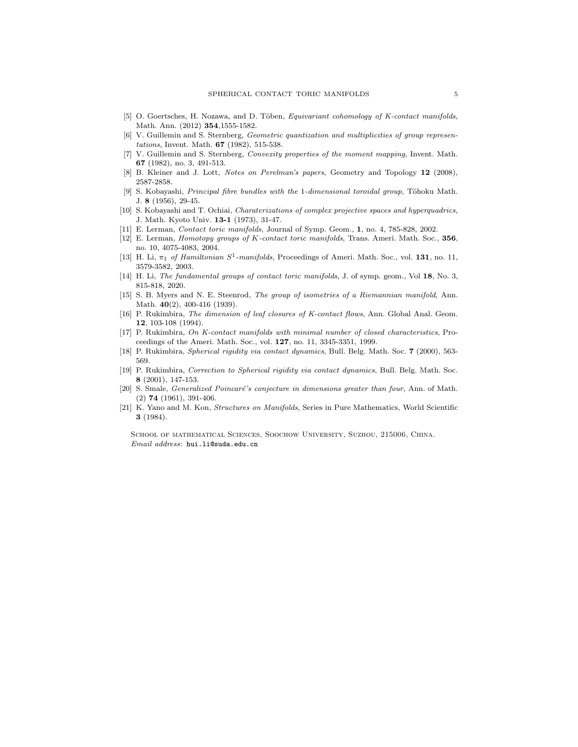[5] O. Goertsches, H. Nozawa, and D. Töben, *Equivariant cohomology of K-contact manifolds*, Math. Ann. (2012) **354**,1555-1582.

[6] V. Guillemin and S. Sternberg, *Geometric quantization and multiplicities of group representations*, Invent. Math. **67** (1982), 515-538.

[7] V. Guillemin and S. Sternberg, *Convexity properties of the moment mapping*, Invent. Math. **67** (1982), no. 3, 491-513.

[8] B. Kleiner and J. Lott, *Notes on Perelman's papers*, Geometry and Topology **12** (2008), 2587-2858.

[9] S. Kobayashi, *Principal fibre bundles with the 1-dimensional toroidal group*, Tôhoku Math. J. **8** (1956), 29-45.

[10] S. Kobayashi and T. Ochiai, *Charaterizations of complex projective spaces and hyperquadrics*, J. Math. Kyoto Univ. **13-1** (1973), 31-47.

[11] E. Lerman, *Contact toric manifolds*, Journal of Symp. Geom., **1**, no. 4, 785-828, 2002.

[12] E. Lerman, *Homotopy groups of K-contact toric manifolds*, Trans. Ameri. Math. Soc., **356**, no. 10, 4075-4083, 2004.

[13] H. Li, *$\pi_1$ of Hamiltonian $S^1$-manifolds*, Proceedings of Ameri. Math. Soc., vol. **131**, no. 11, 3579-3582, 2003.

[14] H. Li, *The fundamental groups of contact toric manifolds*, J. of symp. geom., Vol **18**, No. 3, 815-818, 2020.

[15] S. B. Myers and N. E. Steenrod, *The group of isometries of a Riemannian manifold*, Ann. Math. **40**(2), 400-416 (1939).

[16] P. Rukimbira, *The dimension of leaf closures of K-contact flows*, Ann. Global Anal. Geom. **12**, 103-108 (1994).

[17] P. Rukimbira, *On K-contact manifolds with minimal number of closed characteristics*, Proceedings of the Ameri. Math. Soc., vol. **127**, no. 11, 3345-3351, 1999.

[18] P. Rukimbira, *Spherical rigidity via contact dynamics*, Bull. Belg. Math. Soc. **7** (2000), 563-569.

[19] P. Rukimbira, *Correction to Spherical rigidity via contact dynamics*, Bull. Belg. Math. Soc. **8** (2001), 147-153.

[20] S. Smale, *Generalized Poincaré's conjecture in dimensions greater than four*, Ann. of Math. (2) **74** (1961), 391-406.

[21] K. Yano and M. Kon, *Structures on Manifolds*, Series in Pure Mathematics, World Scientific **3** (1984).

School of mathematical Sciences, Soochow University, Suzhou, 215006, China.
*Email address*: hui.li@suda.edu.cn